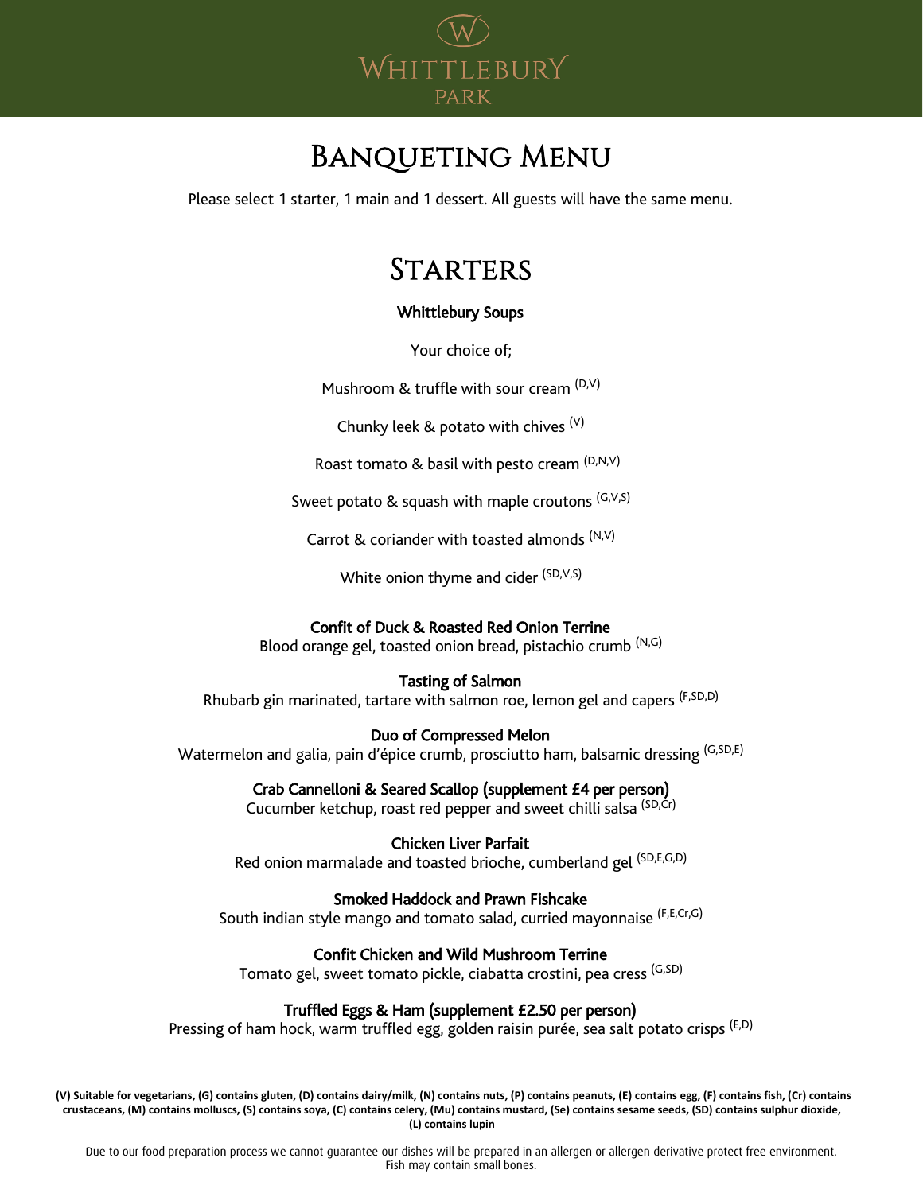# Whittlebury Park

## Banqueting Menu

Please select 1 starter, 1 main and 1 dessert. All guests will have the same menu.

## Starters

**Whittlebury Soups**

Your choice of;

Mushroom & truffle with sour cream (D,V)

Chunky leek & potato with chives (V)

Roast tomato & basil with pesto cream (D,N,V)

Sweet potato & squash with maple croutons (G,V,S)

Carrot & coriander with toasted almonds (N,V)

White onion thyme and cider (SD,V,S)

**Confit of Duck & Roasted Red Onion Terrine**
Blood orange gel, toasted onion bread, pistachio crumb (N,G)

**Tasting of Salmon**
Rhubarb gin marinated, tartare with salmon roe, lemon gel and capers (F,SD,D)

**Duo of Compressed Melon**
Watermelon and galia, pain d'épice crumb, prosciutto ham, balsamic dressing (G,SD,E)

**Crab Cannelloni & Seared Scallop (supplement £4 per person)**
Cucumber ketchup, roast red pepper and sweet chilli salsa (SD,Cr)

**Chicken Liver Parfait**
Red onion marmalade and toasted brioche, cumberland gel (SD,E,G,D)

**Smoked Haddock and Prawn Fishcake**
South indian style mango and tomato salad, curried mayonnaise (F,E,Cr,G)

**Confit Chicken and Wild Mushroom Terrine**
Tomato gel, sweet tomato pickle, ciabatta crostini, pea cress (G,SD)

**Truffled Eggs & Ham (supplement £2.50 per person)**
Pressing of ham hock, warm truffled egg, golden raisin purée, sea salt potato crisps (E,D)

**(V) Suitable for vegetarians, (G) contains gluten, (D) contains dairy/milk, (N) contains nuts, (P) contains peanuts, (E) contains egg, (F) contains fish, (Cr) contains crustaceans, (M) contains molluscs, (S) contains soya, (C) contains celery, (Mu) contains mustard, (Se) contains sesame seeds, (SD) contains sulphur dioxide, (L) contains lupin**

Due to our food preparation process we cannot guarantee our dishes will be prepared in an allergen or allergen derivative protect free environment. Fish may contain small bones.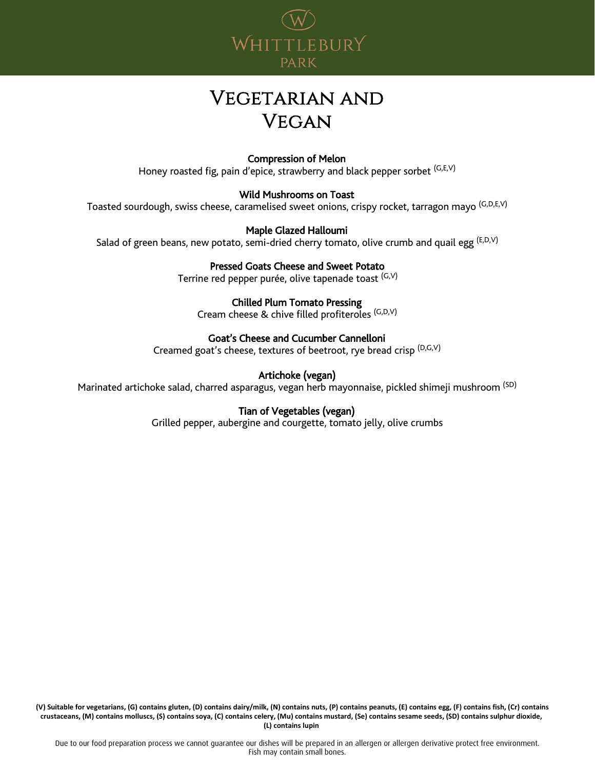# Vegetarian and Vegan

**Compression of Melon**
Honey roasted fig, pain d'epice, strawberry and black pepper sorbet (G,E,V)

**Wild Mushrooms on Toast**
Toasted sourdough, swiss cheese, caramelised sweet onions, crispy rocket, tarragon mayo (G,D,E,V)

**Maple Glazed Halloumi**
Salad of green beans, new potato, semi-dried cherry tomato, olive crumb and quail egg (E,D,V)

**Pressed Goats Cheese and Sweet Potato**
Terrine red pepper purée, olive tapenade toast (G,V)

**Chilled Plum Tomato Pressing**
Cream cheese & chive filled profiteroles (G,D,V)

**Goat's Cheese and Cucumber Cannelloni**
Creamed goat's cheese, textures of beetroot, rye bread crisp (D,G,V)

**Artichoke (vegan)**
Marinated artichoke salad, charred asparagus, vegan herb mayonnaise, pickled shimeji mushroom (SD)

**Tian of Vegetables (vegan)**
Grilled pepper, aubergine and courgette, tomato jelly, olive crumbs

**(V) Suitable for vegetarians, (G) contains gluten, (D) contains dairy/milk, (N) contains nuts, (P) contains peanuts, (E) contains egg, (F) contains fish, (Cr) contains crustaceans, (M) contains molluscs, (S) contains soya, (C) contains celery, (Mu) contains mustard, (Se) contains sesame seeds, (SD) contains sulphur dioxide, (L) contains lupin**

Due to our food preparation process we cannot guarantee our dishes will be prepared in an allergen or allergen derivative protect free environment. Fish may contain small bones.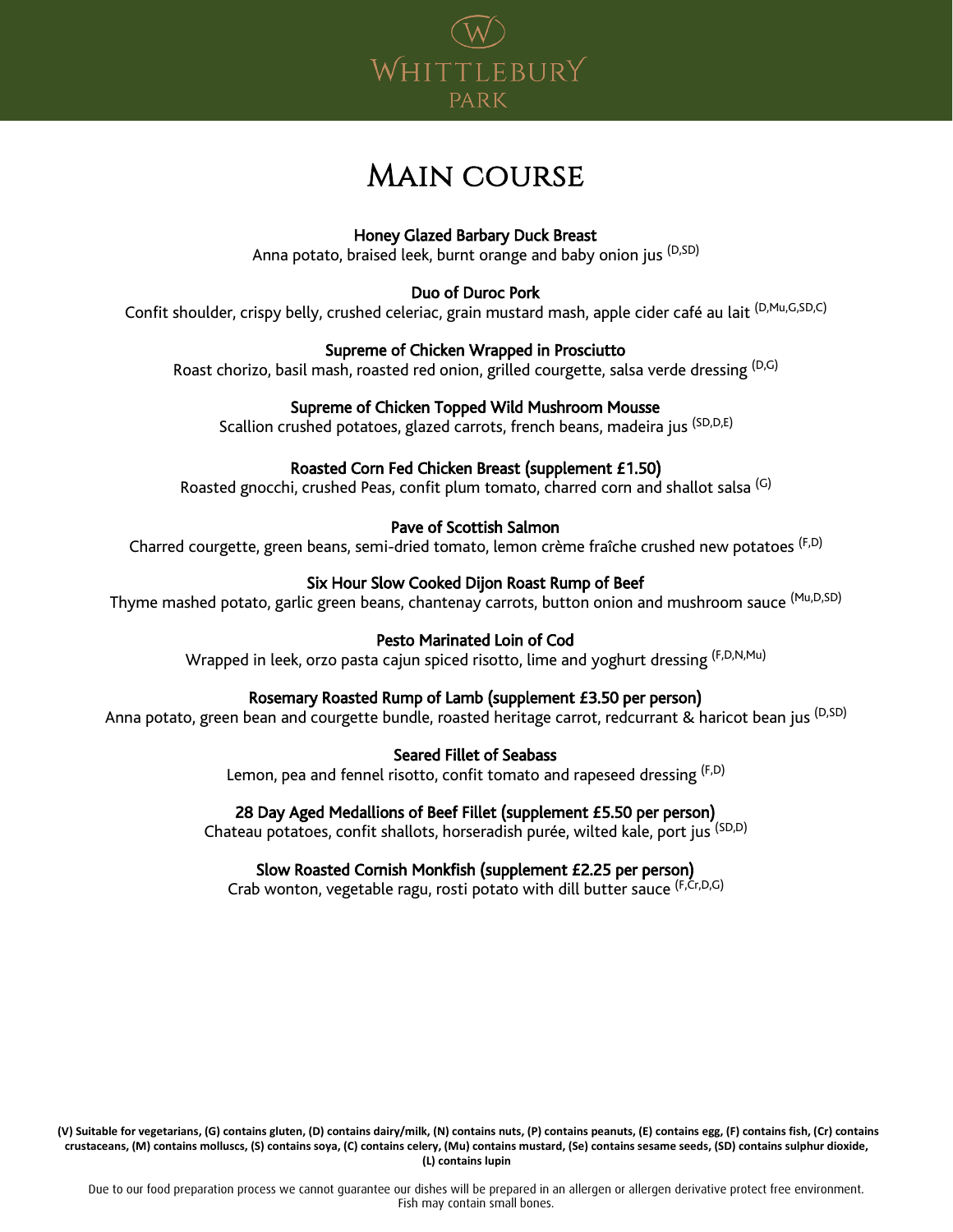# Whittlebury Park

## Main course

**Honey Glazed Barbary Duck Breast**
Anna potato, braised leek, burnt orange and baby onion jus (D,SD)

**Duo of Duroc Pork**
Confit shoulder, crispy belly, crushed celeriac, grain mustard mash, apple cider café au lait (D,Mu,G,SD,C)

**Supreme of Chicken Wrapped in Prosciutto**
Roast chorizo, basil mash, roasted red onion, grilled courgette, salsa verde dressing (D,G)

**Supreme of Chicken Topped Wild Mushroom Mousse**
Scallion crushed potatoes, glazed carrots, french beans, madeira jus (SD,D,E)

**Roasted Corn Fed Chicken Breast (supplement £1.50)**
Roasted gnocchi, crushed Peas, confit plum tomato, charred corn and shallot salsa (G)

**Pave of Scottish Salmon**
Charred courgette, green beans, semi-dried tomato, lemon crème fraîche crushed new potatoes (F,D)

**Six Hour Slow Cooked Dijon Roast Rump of Beef**
Thyme mashed potato, garlic green beans, chantenay carrots, button onion and mushroom sauce (Mu,D,SD)

**Pesto Marinated Loin of Cod**
Wrapped in leek, orzo pasta cajun spiced risotto, lime and yoghurt dressing (F,D,N,Mu)

**Rosemary Roasted Rump of Lamb (supplement £3.50 per person)**
Anna potato, green bean and courgette bundle, roasted heritage carrot, redcurrant & haricot bean jus (D,SD)

**Seared Fillet of Seabass**
Lemon, pea and fennel risotto, confit tomato and rapeseed dressing (F,D)

**28 Day Aged Medallions of Beef Fillet (supplement £5.50 per person)**
Chateau potatoes, confit shallots, horseradish purée, wilted kale, port jus (SD,D)

**Slow Roasted Cornish Monkfish (supplement £2.25 per person)**
Crab wonton, vegetable ragu, rosti potato with dill butter sauce (F,Cr,D,G)

**(V) Suitable for vegetarians, (G) contains gluten, (D) contains dairy/milk, (N) contains nuts, (P) contains peanuts, (E) contains egg, (F) contains fish, (Cr) contains crustaceans, (M) contains molluscs, (S) contains soya, (C) contains celery, (Mu) contains mustard, (Se) contains sesame seeds, (SD) contains sulphur dioxide, (L) contains lupin**

Due to our food preparation process we cannot guarantee our dishes will be prepared in an allergen or allergen derivative protect free environment. Fish may contain small bones.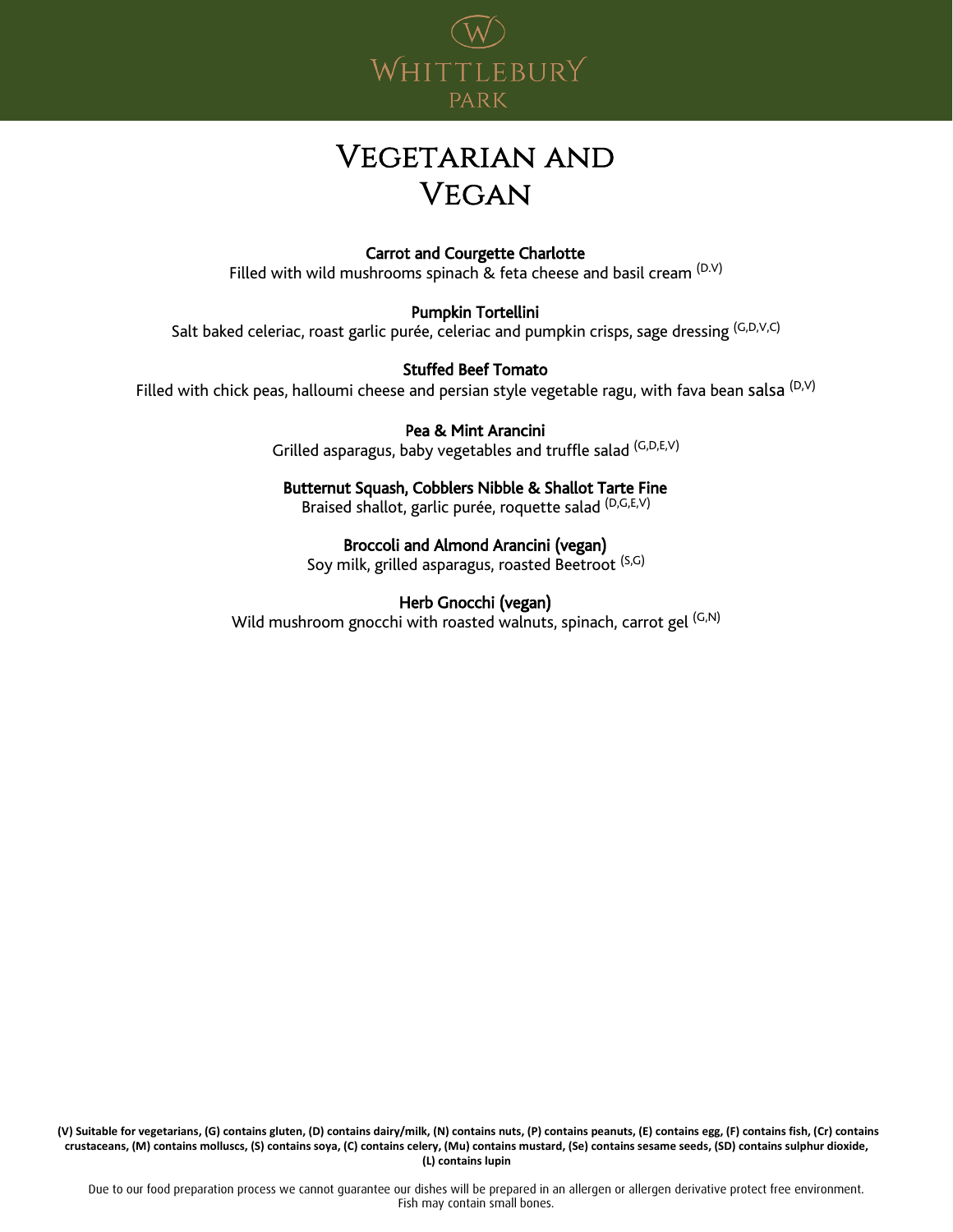Whittlebury Park

# Vegetarian and Vegan

**Carrot and Courgette Charlotte**
Filled with wild mushrooms spinach & feta cheese and basil cream (D.V)

**Pumpkin Tortellini**
Salt baked celeriac, roast garlic purée, celeriac and pumpkin crisps, sage dressing (G,D,V,C)

**Stuffed Beef Tomato**
Filled with chick peas, halloumi cheese and persian style vegetable ragu, with fava bean salsa (D,V)

**Pea & Mint Arancini**
Grilled asparagus, baby vegetables and truffle salad (G,D,E,V)

**Butternut Squash, Cobblers Nibble & Shallot Tarte Fine**
Braised shallot, garlic purée, roquette salad (D,G,E,V)

**Broccoli and Almond Arancini (vegan)**
Soy milk, grilled asparagus, roasted Beetroot (S,G)

**Herb Gnocchi (vegan)**
Wild mushroom gnocchi with roasted walnuts, spinach, carrot gel (G,N)

**(V) Suitable for vegetarians, (G) contains gluten, (D) contains dairy/milk, (N) contains nuts, (P) contains peanuts, (E) contains egg, (F) contains fish, (Cr) contains crustaceans, (M) contains molluscs, (S) contains soya, (C) contains celery, (Mu) contains mustard, (Se) contains sesame seeds, (SD) contains sulphur dioxide, (L) contains lupin**

Due to our food preparation process we cannot guarantee our dishes will be prepared in an allergen or allergen derivative protect free environment. Fish may contain small bones.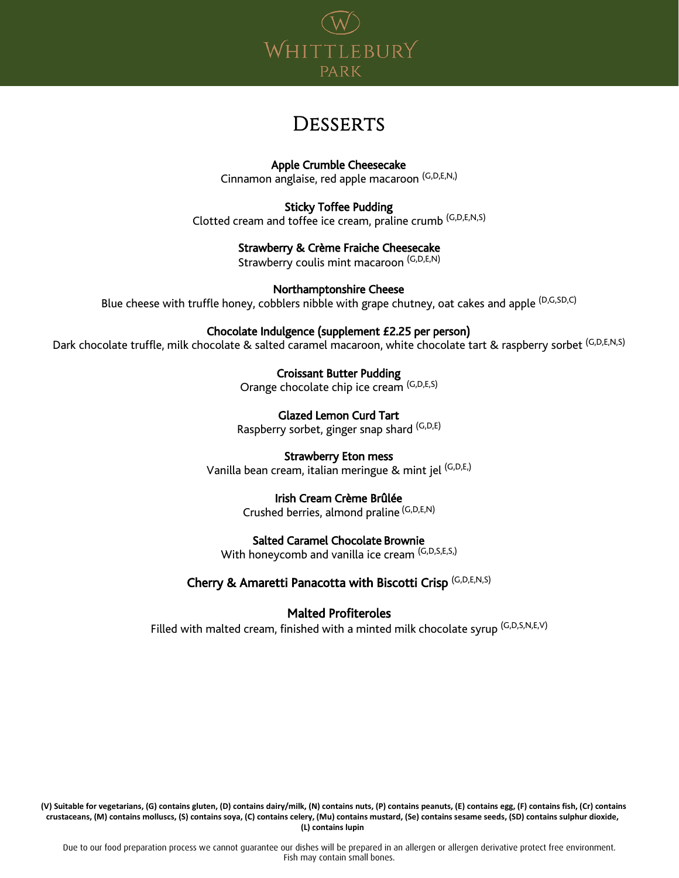# Whittlebury Park

## Desserts

**Apple Crumble Cheesecake**
Cinnamon anglaise, red apple macaroon (G,D,E,N,)

**Sticky Toffee Pudding**
Clotted cream and toffee ice cream, praline crumb (G,D,E,N,S)

**Strawberry & Crème Fraiche Cheesecake**
Strawberry coulis mint macaroon (G,D,E,N)

**Northamptonshire Cheese**
Blue cheese with truffle honey, cobblers nibble with grape chutney, oat cakes and apple (D,G,SD,C)

**Chocolate Indulgence (supplement £2.25 per person)**
Dark chocolate truffle, milk chocolate & salted caramel macaroon, white chocolate tart & raspberry sorbet (G,D,E,N,S)

**Croissant Butter Pudding**
Orange chocolate chip ice cream (G,D,E,S)

**Glazed Lemon Curd Tart**
Raspberry sorbet, ginger snap shard (G,D,E)

**Strawberry Eton mess**
Vanilla bean cream, italian meringue & mint jel (G,D,E,)

**Irish Cream Crème Brûlée**
Crushed berries, almond praline (G,D,E,N)

**Salted Caramel Chocolate Brownie**
With honeycomb and vanilla ice cream (G,D,S,E,S,)

**Cherry & Amaretti Panacotta with Biscotti Crisp** (G,D,E,N,S)

**Malted Profiteroles**
Filled with malted cream, finished with a minted milk chocolate syrup (G,D,S,N,E,V)

**(V) Suitable for vegetarians, (G) contains gluten, (D) contains dairy/milk, (N) contains nuts, (P) contains peanuts, (E) contains egg, (F) contains fish, (Cr) contains crustaceans, (M) contains molluscs, (S) contains soya, (C) contains celery, (Mu) contains mustard, (Se) contains sesame seeds, (SD) contains sulphur dioxide, (L) contains lupin**

Due to our food preparation process we cannot guarantee our dishes will be prepared in an allergen or allergen derivative protect free environment. Fish may contain small bones.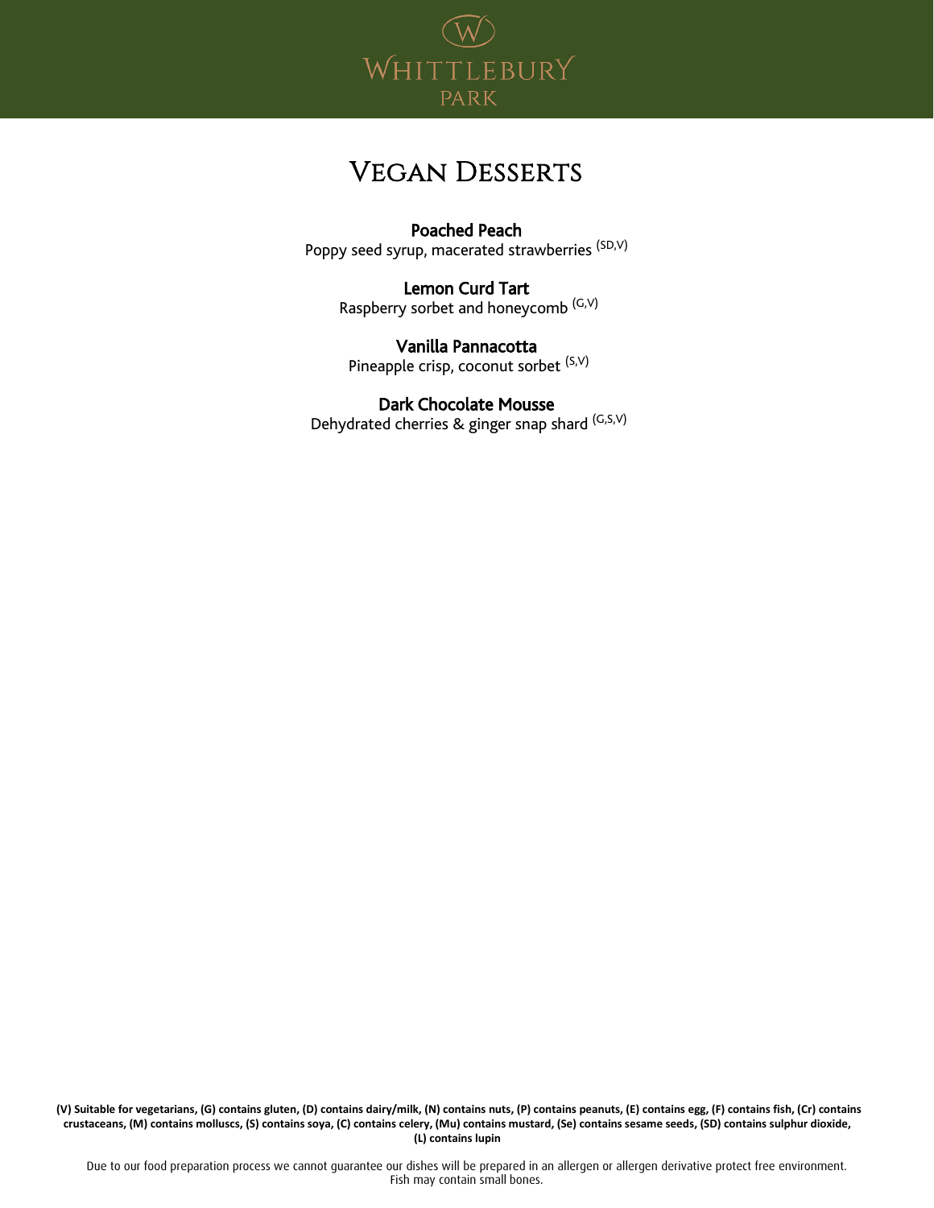# Whittlebury Park

## Vegan Desserts

**Poached Peach**
Poppy seed syrup, macerated strawberries (SD,V)

**Lemon Curd Tart**
Raspberry sorbet and honeycomb (G,V)

**Vanilla Pannacotta**
Pineapple crisp, coconut sorbet (S,V)

**Dark Chocolate Mousse**
Dehydrated cherries & ginger snap shard (G,S,V)

**(V) Suitable for vegetarians, (G) contains gluten, (D) contains dairy/milk, (N) contains nuts, (P) contains peanuts, (E) contains egg, (F) contains fish, (Cr) contains crustaceans, (M) contains molluscs, (S) contains soya, (C) contains celery, (Mu) contains mustard, (Se) contains sesame seeds, (SD) contains sulphur dioxide, (L) contains lupin**

Due to our food preparation process we cannot guarantee our dishes will be prepared in an allergen or allergen derivative protect free environment. Fish may contain small bones.